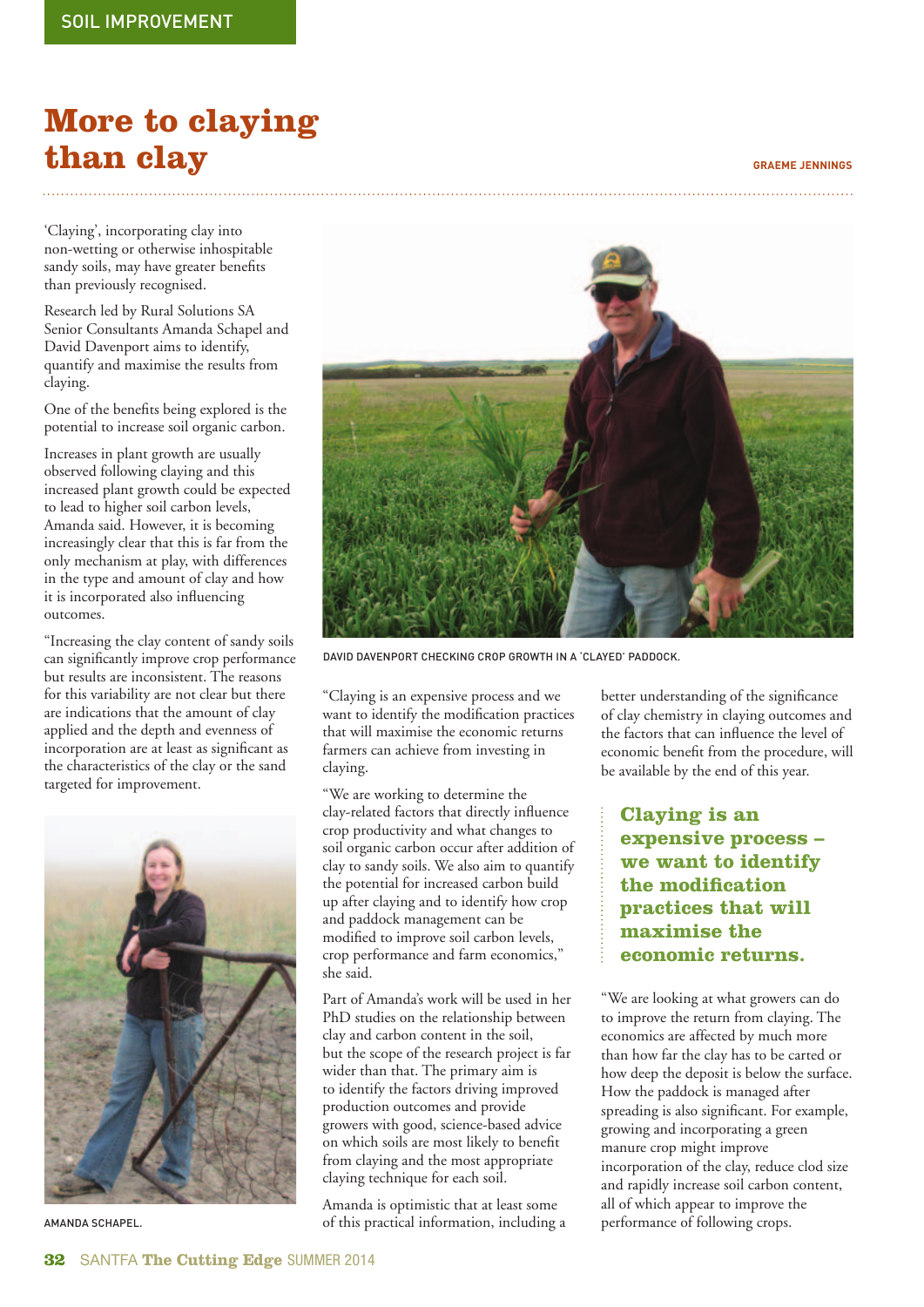SOIL IMPROVEMENT

# More to claying than clay

**GRAEME JENNINGS**

'Claying', incorporating clay into non-wetting or otherwise inhospitable sandy soils, may have greater benefits than previously recognised.

Research led by Rural Solutions SA Senior Consultants Amanda Schapel and David Davenport aims to identify, quantify and maximise the results from claying.

One of the benefits being explored is the potential to increase soil organic carbon.

Increases in plant growth are usually observed following claying and this increased plant growth could be expected to lead to higher soil carbon levels, Amanda said. However, it is becoming increasingly clear that this is far from the only mechanism at play, with differences in the type and amount of clay and how it is incorporated also influencing outcomes.

"Increasing the clay content of sandy soils can significantly improve crop performance but results are inconsistent. The reasons for this variability are not clear but there are indications that the amount of clay applied and the depth and evenness of incorporation are at least as significant as the characteristics of the clay or the sand targeted for improvement.

AMANDA SCHAPEL.

DAVID DAVENPORT CHECKING CROP GROWTH IN A 'CLAYED' PADDOCK.

"Claying is an expensive process and we want to identify the modification practices that will maximise the economic returns farmers can achieve from investing in claying.

"We are working to determine the clay-related factors that directly influence crop productivity and what changes to soil organic carbon occur after addition of clay to sandy soils. We also aim to quantify the potential for increased carbon build up after claying and to identify how crop and paddock management can be modified to improve soil carbon levels, crop performance and farm economics," she said.

Part of Amanda's work will be used in her PhD studies on the relationship between clay and carbon content in the soil, but the scope of the research project is far wider than that. The primary aim is to identify the factors driving improved production outcomes and provide growers with good, science-based advice on which soils are most likely to benefit from claying and the most appropriate claying technique for each soil.

Amanda is optimistic that at least some of this practical information, including a better understanding of the significance of clay chemistry in claying outcomes and the factors that can influence the level of economic benefit from the procedure, will be available by the end of this year.

> **Claying is an expensive process – we want to identify the modification practices that will maximise the economic returns.**

"We are looking at what growers can do to improve the return from claying. The economics are affected by much more than how far the clay has to be carted or how deep the deposit is below the surface. How the paddock is managed after spreading is also significant. For example, growing and incorporating a green manure crop might improve incorporation of the clay, reduce clod size and rapidly increase soil carbon content, all of which appear to improve the performance of following crops.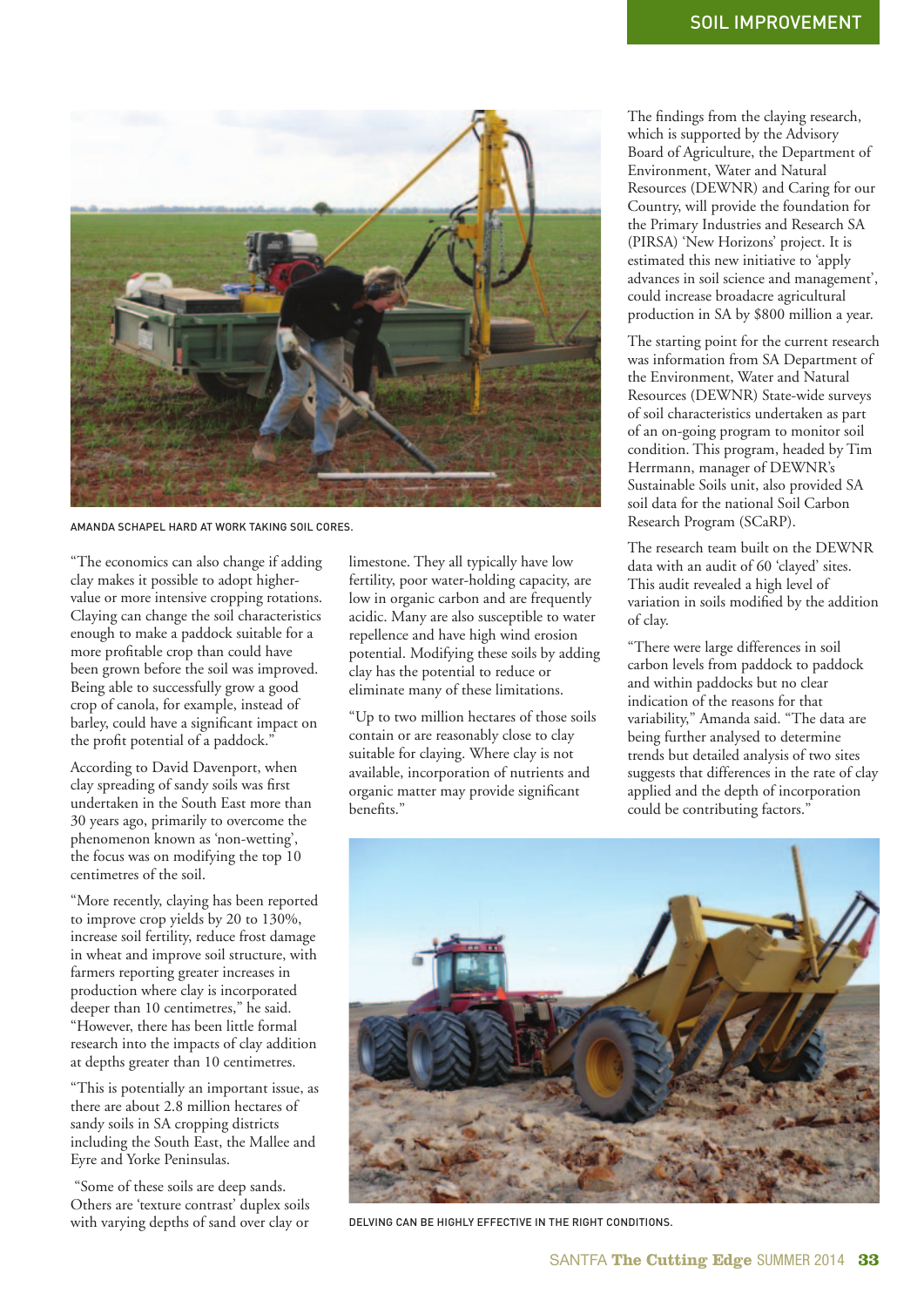AMANDA SCHAPEL HARD AT WORK TAKING SOIL CORES.

"The economics can also change if adding clay makes it possible to adopt higher-value or more intensive cropping rotations. Claying can change the soil characteristics enough to make a paddock suitable for a more profitable crop than could have been grown before the soil was improved. Being able to successfully grow a good crop of canola, for example, instead of barley, could have a significant impact on the profit potential of a paddock."

According to David Davenport, when clay spreading of sandy soils was first undertaken in the South East more than 30 years ago, primarily to overcome the phenomenon known as 'non-wetting', the focus was on modifying the top 10 centimetres of the soil.

"More recently, claying has been reported to improve crop yields by 20 to 130%, increase soil fertility, reduce frost damage in wheat and improve soil structure, with farmers reporting greater increases in production where clay is incorporated deeper than 10 centimetres," he said. "However, there has been little formal research into the impacts of clay addition at depths greater than 10 centimetres.

"This is potentially an important issue, as there are about 2.8 million hectares of sandy soils in SA cropping districts including the South East, the Mallee and Eyre and Yorke Peninsulas.

"Some of these soils are deep sands. Others are 'texture contrast' duplex soils with varying depths of sand over clay or limestone. They all typically have low fertility, poor water-holding capacity, are low in organic carbon and are frequently acidic. Many are also susceptible to water repellence and have high wind erosion potential. Modifying these soils by adding clay has the potential to reduce or eliminate many of these limitations.

"Up to two million hectares of those soils contain or are reasonably close to clay suitable for claying. Where clay is not available, incorporation of nutrients and organic matter may provide significant benefits."

The findings from the claying research, which is supported by the Advisory Board of Agriculture, the Department of Environment, Water and Natural Resources (DEWNR) and Caring for our Country, will provide the foundation for the Primary Industries and Research SA (PIRSA) 'New Horizons' project. It is estimated this new initiative to 'apply advances in soil science and management', could increase broadacre agricultural production in SA by $800 million a year.

The starting point for the current research was information from SA Department of the Environment, Water and Natural Resources (DEWNR) State-wide surveys of soil characteristics undertaken as part of an on-going program to monitor soil condition. This program, headed by Tim Herrmann, manager of DEWNR's Sustainable Soils unit, also provided SA soil data for the national Soil Carbon Research Program (SCaRP).

The research team built on the DEWNR data with an audit of 60 'clayed' sites. This audit revealed a high level of variation in soils modified by the addition of clay.

"There were large differences in soil carbon levels from paddock to paddock and within paddocks but no clear indication of the reasons for that variability," Amanda said. "The data are being further analysed to determine trends but detailed analysis of two sites suggests that differences in the rate of clay applied and the depth of incorporation could be contributing factors."

DELVING CAN BE HIGHLY EFFECTIVE IN THE RIGHT CONDITIONS.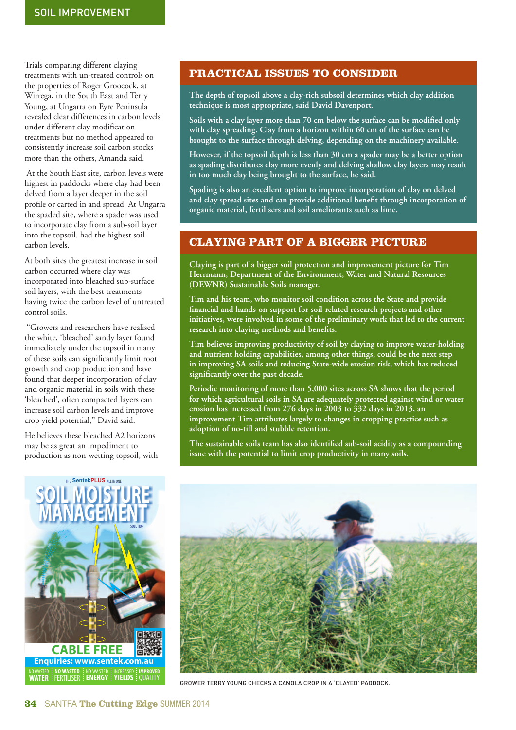Trials comparing different claying treatments with un-treated controls on the properties of Roger Groocock, at Wirrega, in the South East and Terry Young, at Ungarra on Eyre Peninsula revealed clear differences in carbon levels under different clay modification treatments but no method appeared to consistently increase soil carbon stocks more than the others, Amanda said.

At the South East site, carbon levels were highest in paddocks where clay had been delved from a layer deeper in the soil profile or carted in and spread. At Ungarra the spaded site, where a spader was used to incorporate clay from a sub-soil layer into the topsoil, had the highest soil carbon levels.

At both sites the greatest increase in soil carbon occurred where clay was incorporated into bleached sub-surface soil layers, with the best treatments having twice the carbon level of untreated control soils.

"Growers and researchers have realised the white, 'bleached' sandy layer found immediately under the topsoil in many of these soils can significantly limit root growth and crop production and have found that deeper incorporation of clay and organic material in soils with these 'bleached', often compacted layers can increase soil carbon levels and improve crop yield potential," David said.

He believes these bleached A2 horizons may be as great an impediment to production as non-wetting topsoil, with

## PRACTICAL ISSUES TO CONSIDER

**The depth of topsoil above a clay-rich subsoil determines which clay addition technique is most appropriate, said David Davenport.**

**Soils with a clay layer more than 70 cm below the surface can be modified only with clay spreading. Clay from a horizon within 60 cm of the surface can be brought to the surface through delving, depending on the machinery available.**

**However, if the topsoil depth is less than 30 cm a spader may be a better option as spading distributes clay more evenly and delving shallow clay layers may result in too much clay being brought to the surface, he said.**

**Spading is also an excellent option to improve incorporation of clay on delved and clay spread sites and can provide additional benefit through incorporation of organic material, fertilisers and soil ameliorants such as lime.**

## CLAYING PART OF A BIGGER PICTURE

**Claying is part of a bigger soil protection and improvement picture for Tim Herrmann, Department of the Environment, Water and Natural Resources (DEWNR) Sustainable Soils manager.**

**Tim and his team, who monitor soil condition across the State and provide financial and hands-on support for soil-related research projects and other initiatives, were involved in some of the preliminary work that led to the current research into claying methods and benefits.**

**Tim believes improving productivity of soil by claying to improve water-holding and nutrient holding capabilities, among other things, could be the next step in improving SA soils and reducing State-wide erosion risk, which has reduced significantly over the past decade.**

**Periodic monitoring of more than 5,000 sites across SA shows that the period for which agricultural soils in SA are adequately protected against wind or water erosion has increased from 276 days in 2003 to 332 days in 2013, an improvement Tim attributes largely to changes in cropping practice such as adoption of no-till and stubble retention.**

**The sustainable soils team has also identified sub-soil acidity as a compounding issue with the potential to limit crop productivity in many soils.**

GROWER TERRY YOUNG CHECKS A CANOLA CROP IN A 'CLAYED' PADDOCK.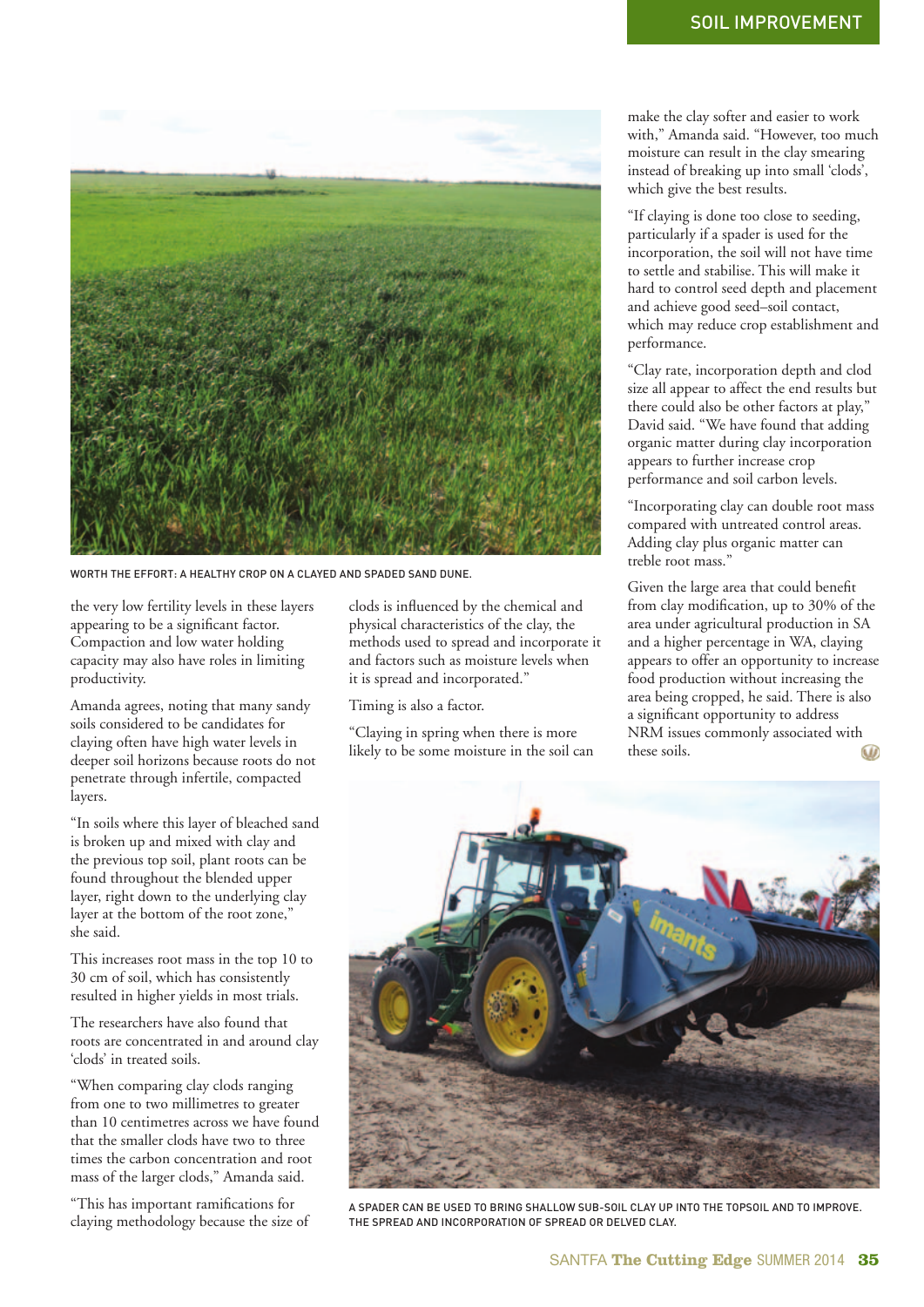WORTH THE EFFORT: A HEALTHY CROP ON A CLAYED AND SPADED SAND DUNE.

the very low fertility levels in these layers appearing to be a significant factor. Compaction and low water holding capacity may also have roles in limiting productivity.

Amanda agrees, noting that many sandy soils considered to be candidates for claying often have high water levels in deeper soil horizons because roots do not penetrate through infertile, compacted layers.

"In soils where this layer of bleached sand is broken up and mixed with clay and the previous top soil, plant roots can be found throughout the blended upper layer, right down to the underlying clay layer at the bottom of the root zone," she said.

This increases root mass in the top 10 to 30 cm of soil, which has consistently resulted in higher yields in most trials.

The researchers have also found that roots are concentrated in and around clay 'clods' in treated soils.

"When comparing clay clods ranging from one to two millimetres to greater than 10 centimetres across we have found that the smaller clods have two to three times the carbon concentration and root mass of the larger clods," Amanda said.

"This has important ramifications for claying methodology because the size of clods is influenced by the chemical and physical characteristics of the clay, the methods used to spread and incorporate it and factors such as moisture levels when it is spread and incorporated."

Timing is also a factor.

"Claying in spring when there is more likely to be some moisture in the soil can make the clay softer and easier to work with," Amanda said. "However, too much moisture can result in the clay smearing instead of breaking up into small 'clods', which give the best results.

"If claying is done too close to seeding, particularly if a spader is used for the incorporation, the soil will not have time to settle and stabilise. This will make it hard to control seed depth and placement and achieve good seed–soil contact, which may reduce crop establishment and performance.

"Clay rate, incorporation depth and clod size all appear to affect the end results but there could also be other factors at play," David said. "We have found that adding organic matter during clay incorporation appears to further increase crop performance and soil carbon levels.

"Incorporating clay can double root mass compared with untreated control areas. Adding clay plus organic matter can treble root mass."

Given the large area that could benefit from clay modification, up to 30% of the area under agricultural production in SA and a higher percentage in WA, claying appears to offer an opportunity to increase food production without increasing the area being cropped, he said. There is also a significant opportunity to address NRM issues commonly associated with these soils.

A SPADER CAN BE USED TO BRING SHALLOW SUB-SOIL CLAY UP INTO THE TOPSOIL AND TO IMPROVE. THE SPREAD AND INCORPORATION OF SPREAD OR DELVED CLAY.